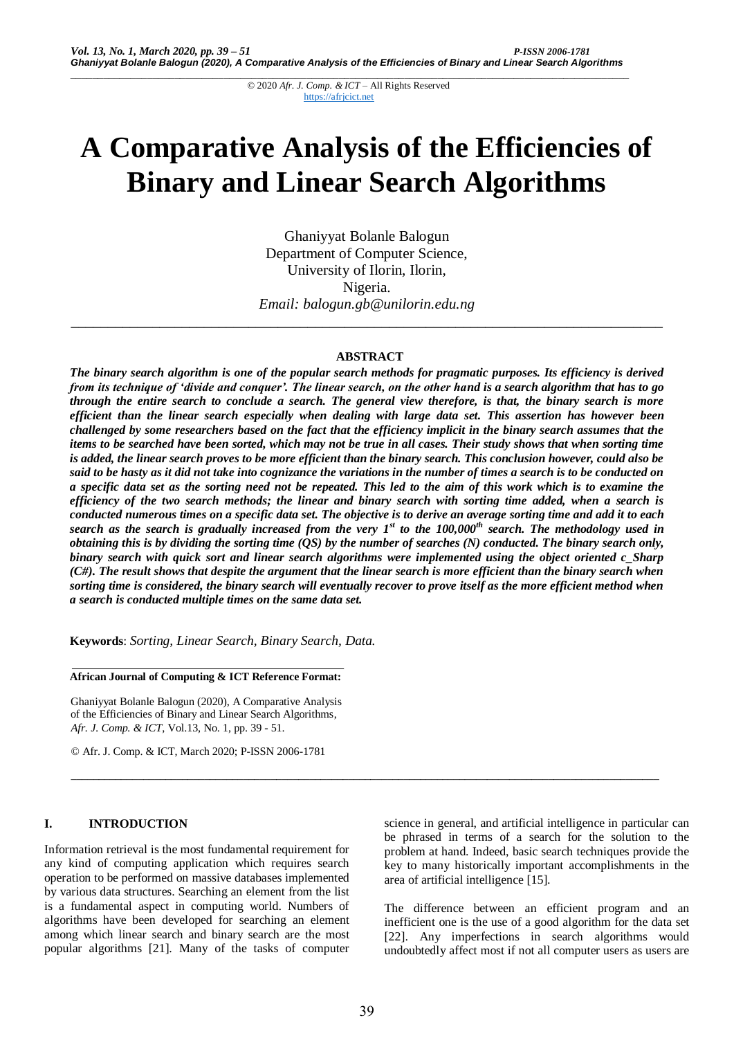© 2020 *Afr. J. Comp. & ICT* – All Rights Reserved
https://afrjcict.net

# A Comparative Analysis of the Efficiencies of Binary and Linear Search Algorithms

Ghaniyyat Bolanle Balogun
Department of Computer Science,
University of Ilorin, Ilorin,
Nigeria.
*Email: balogun.gb@unilorin.edu.ng*

## ABSTRACT

***The binary search algorithm is one of the popular search methods for pragmatic purposes. Its efficiency is derived from its technique of 'divide and conquer'. The linear search, on the other hand is a search algorithm that has to go through the entire search to conclude a search. The general view therefore, is that, the binary search is more efficient than the linear search especially when dealing with large data set. This assertion has however been challenged by some researchers based on the fact that the efficiency implicit in the binary search assumes that the items to be searched have been sorted, which may not be true in all cases. Their study shows that when sorting time is added, the linear search proves to be more efficient than the binary search. This conclusion however, could also be said to be hasty as it did not take into cognizance the variations in the number of times a search is to be conducted on a specific data set as the sorting need not be repeated. This led to the aim of this work which is to examine the efficiency of the two search methods; the linear and binary search with sorting time added, when a search is conducted numerous times on a specific data set. The objective is to derive an average sorting time and add it to each search as the search is gradually increased from the very 1st to the 100,000th search. The methodology used in obtaining this is by dividing the sorting time (QS) by the number of searches (N) conducted. The binary search only, binary search with quick sort and linear search algorithms were implemented using the object oriented c_Sharp (C#). The result shows that despite the argument that the linear search is more efficient than the binary search when sorting time is considered, the binary search will eventually recover to prove itself as the more efficient method when a search is conducted multiple times on the same data set.***

**Keywords**: *Sorting, Linear Search, Binary Search, Data.*

**African Journal of Computing & ICT Reference Format:**

Ghaniyyat Bolanle Balogun (2020), A Comparative Analysis of the Efficiencies of Binary and Linear Search Algorithms, *Afr. J. Comp. & ICT*, Vol.13, No. 1, pp. 39 - 51.

© Afr. J. Comp. & ICT, March 2020; P-ISSN 2006-1781

## I. INTRODUCTION

Information retrieval is the most fundamental requirement for any kind of computing application which requires search operation to be performed on massive databases implemented by various data structures. Searching an element from the list is a fundamental aspect in computing world. Numbers of algorithms have been developed for searching an element among which linear search and binary search are the most popular algorithms [21]. Many of the tasks of computer science in general, and artificial intelligence in particular can be phrased in terms of a search for the solution to the problem at hand. Indeed, basic search techniques provide the key to many historically important accomplishments in the area of artificial intelligence [15].

The difference between an efficient program and an inefficient one is the use of a good algorithm for the data set [22]. Any imperfections in search algorithms would undoubtedly affect most if not all computer users as users are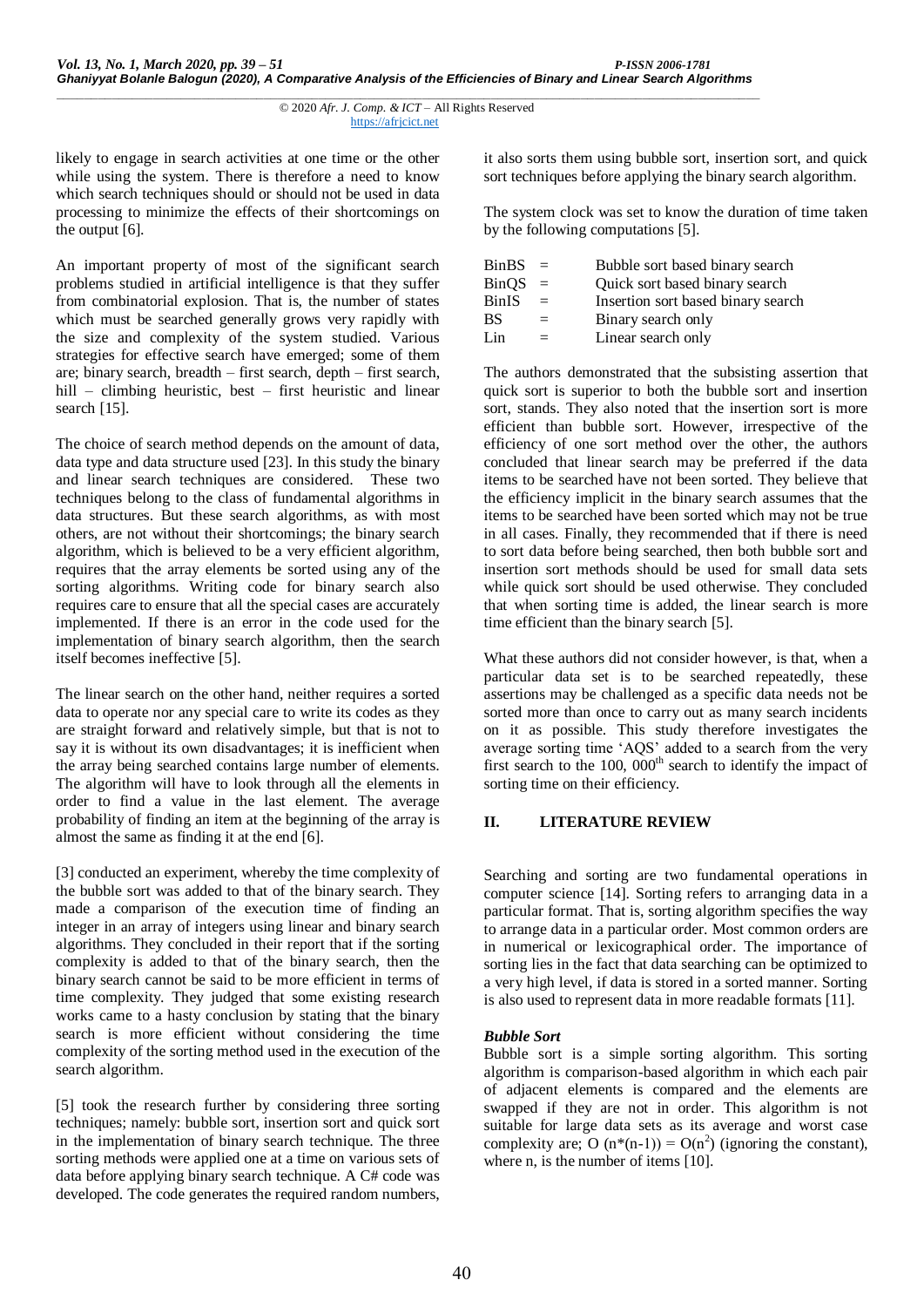likely to engage in search activities at one time or the other while using the system. There is therefore a need to know which search techniques should or should not be used in data processing to minimize the effects of their shortcomings on the output [6].

An important property of most of the significant search problems studied in artificial intelligence is that they suffer from combinatorial explosion. That is, the number of states which must be searched generally grows very rapidly with the size and complexity of the system studied. Various strategies for effective search have emerged; some of them are; binary search, breadth – first search, depth – first search, hill – climbing heuristic, best – first heuristic and linear search [15].

The choice of search method depends on the amount of data, data type and data structure used [23]. In this study the binary and linear search techniques are considered. These two techniques belong to the class of fundamental algorithms in data structures. But these search algorithms, as with most others, are not without their shortcomings; the binary search algorithm, which is believed to be a very efficient algorithm, requires that the array elements be sorted using any of the sorting algorithms. Writing code for binary search also requires care to ensure that all the special cases are accurately implemented. If there is an error in the code used for the implementation of binary search algorithm, then the search itself becomes ineffective [5].

The linear search on the other hand, neither requires a sorted data to operate nor any special care to write its codes as they are straight forward and relatively simple, but that is not to say it is without its own disadvantages; it is inefficient when the array being searched contains large number of elements. The algorithm will have to look through all the elements in order to find a value in the last element. The average probability of finding an item at the beginning of the array is almost the same as finding it at the end [6].

[3] conducted an experiment, whereby the time complexity of the bubble sort was added to that of the binary search. They made a comparison of the execution time of finding an integer in an array of integers using linear and binary search algorithms. They concluded in their report that if the sorting complexity is added to that of the binary search, then the binary search cannot be said to be more efficient in terms of time complexity. They judged that some existing research works came to a hasty conclusion by stating that the binary search is more efficient without considering the time complexity of the sorting method used in the execution of the search algorithm.

[5] took the research further by considering three sorting techniques; namely: bubble sort, insertion sort and quick sort in the implementation of binary search technique. The three sorting methods were applied one at a time on various sets of data before applying binary search technique. A C# code was developed. The code generates the required random numbers, it also sorts them using bubble sort, insertion sort, and quick sort techniques before applying the binary search algorithm.

The system clock was set to know the duration of time taken by the following computations [5].

| | | |
|---|---|---|
| BinBS | = | Bubble sort based binary search |
| BinQS | = | Quick sort based binary search |
| BinIS | = | Insertion sort based binary search |
| BS | = | Binary search only |
| Lin | = | Linear search only |

The authors demonstrated that the subsisting assertion that quick sort is superior to both the bubble sort and insertion sort, stands. They also noted that the insertion sort is more efficient than bubble sort. However, irrespective of the efficiency of one sort method over the other, the authors concluded that linear search may be preferred if the data items to be searched have not been sorted. They believe that the efficiency implicit in the binary search assumes that the items to be searched have been sorted which may not be true in all cases. Finally, they recommended that if there is need to sort data before being searched, then both bubble sort and insertion sort methods should be used for small data sets while quick sort should be used otherwise. They concluded that when sorting time is added, the linear search is more time efficient than the binary search [5].

What these authors did not consider however, is that, when a particular data set is to be searched repeatedly, these assertions may be challenged as a specific data needs not be sorted more than once to carry out as many search incidents on it as possible. This study therefore investigates the average sorting time 'AQS' added to a search from the very first search to the 100, 000$^{th}$ search to identify the impact of sorting time on their efficiency.

## II. LITERATURE REVIEW

Searching and sorting are two fundamental operations in computer science [14]. Sorting refers to arranging data in a particular format. That is, sorting algorithm specifies the way to arrange data in a particular order. Most common orders are in numerical or lexicographical order. The importance of sorting lies in the fact that data searching can be optimized to a very high level, if data is stored in a sorted manner. Sorting is also used to represent data in more readable formats [11].

### *Bubble Sort*

Bubble sort is a simple sorting algorithm. This sorting algorithm is comparison-based algorithm in which each pair of adjacent elements is compared and the elements are swapped if they are not in order. This algorithm is not suitable for large data sets as its average and worst case complexity are; $O(n*(n-1)) = O(n^2)$ (ignoring the constant), where n, is the number of items [10].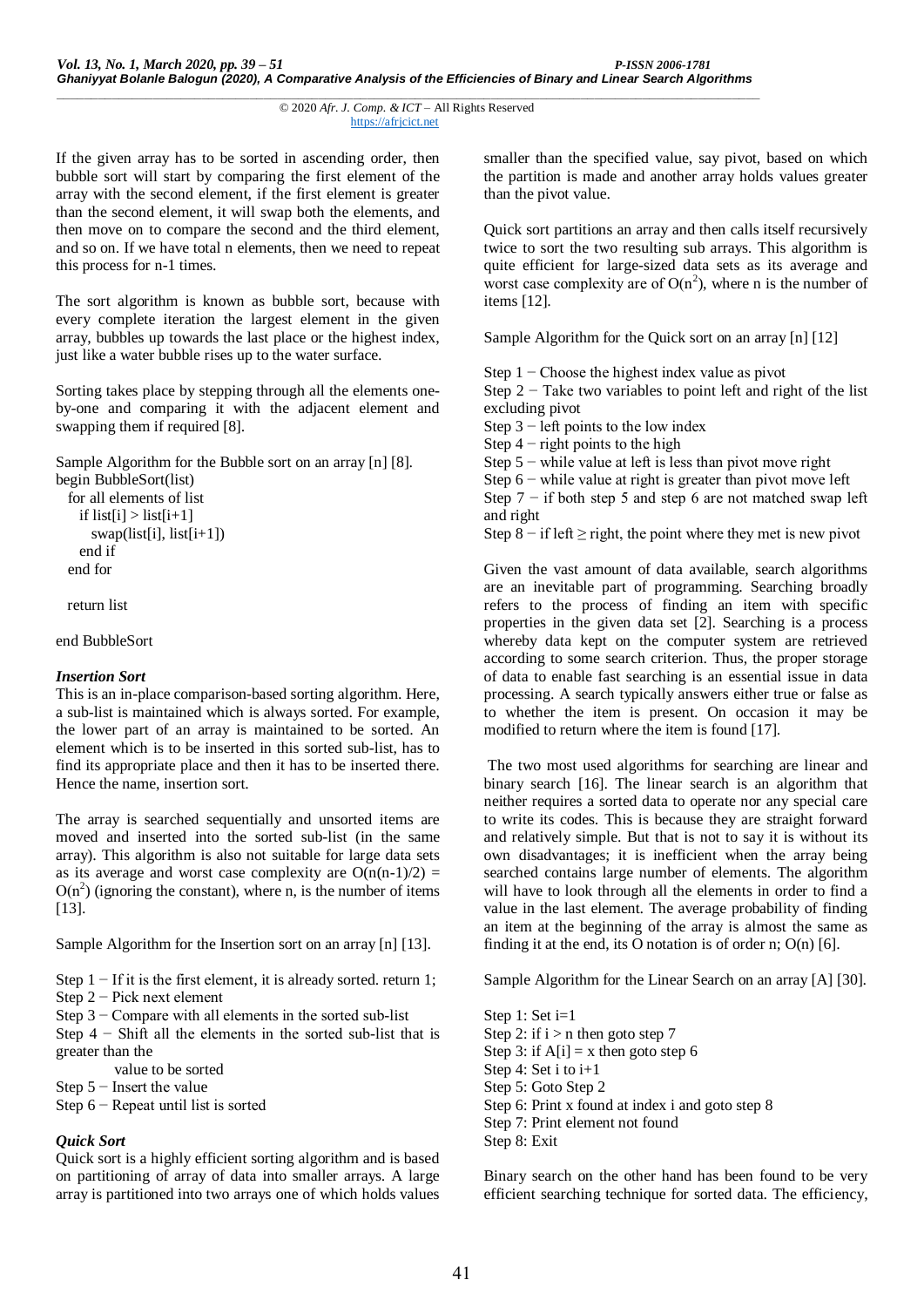If the given array has to be sorted in ascending order, then bubble sort will start by comparing the first element of the array with the second element, if the first element is greater than the second element, it will swap both the elements, and then move on to compare the second and the third element, and so on. If we have total n elements, then we need to repeat this process for n-1 times.

The sort algorithm is known as bubble sort, because with every complete iteration the largest element in the given array, bubbles up towards the last place or the highest index, just like a water bubble rises up to the water surface.

Sorting takes place by stepping through all the elements one-by-one and comparing it with the adjacent element and swapping them if required [8].

Sample Algorithm for the Bubble sort on an array [n] [8].

```
begin BubbleSort(list)
  for all elements of list
    if list[i] > list[i+1]
      swap(list[i], list[i+1])
    end if
  end for

  return list

end BubbleSort
```

***Insertion Sort***

This is an in-place comparison-based sorting algorithm. Here, a sub-list is maintained which is always sorted. For example, the lower part of an array is maintained to be sorted. An element which is to be inserted in this sorted sub-list, has to find its appropriate place and then it has to be inserted there. Hence the name, insertion sort.

The array is searched sequentially and unsorted items are moved and inserted into the sorted sub-list (in the same array). This algorithm is also not suitable for large data sets as its average and worst case complexity are $O(n(n-1)/2) = O(n^2)$ (ignoring the constant), where n, is the number of items [13].

Sample Algorithm for the Insertion sort on an array [n] [13].

Step 1 − If it is the first element, it is already sorted. return 1;
Step 2 − Pick next element
Step 3 − Compare with all elements in the sorted sub-list
Step 4 − Shift all the elements in the sorted sub-list that is greater than the
value to be sorted
Step 5 − Insert the value
Step 6 − Repeat until list is sorted

***Quick Sort***

Quick sort is a highly efficient sorting algorithm and is based on partitioning of array of data into smaller arrays. A large array is partitioned into two arrays one of which holds values smaller than the specified value, say pivot, based on which the partition is made and another array holds values greater than the pivot value.

Quick sort partitions an array and then calls itself recursively twice to sort the two resulting sub arrays. This algorithm is quite efficient for large-sized data sets as its average and worst case complexity are of $O(n^2)$, where n is the number of items [12].

Sample Algorithm for the Quick sort on an array [n] [12]

Step 1 − Choose the highest index value as pivot
Step 2 − Take two variables to point left and right of the list excluding pivot
Step 3 − left points to the low index
Step 4 − right points to the high
Step 5 − while value at left is less than pivot move right
Step 6 − while value at right is greater than pivot move left
Step 7 − if both step 5 and step 6 are not matched swap left and right
Step 8 − if left ≥ right, the point where they met is new pivot

Given the vast amount of data available, search algorithms are an inevitable part of programming. Searching broadly refers to the process of finding an item with specific properties in the given data set [2]. Searching is a process whereby data kept on the computer system are retrieved according to some search criterion. Thus, the proper storage of data to enable fast searching is an essential issue in data processing. A search typically answers either true or false as to whether the item is present. On occasion it may be modified to return where the item is found [17].

The two most used algorithms for searching are linear and binary search [16]. The linear search is an algorithm that neither requires a sorted data to operate nor any special care to write its codes. This is because they are straight forward and relatively simple. But that is not to say it is without its own disadvantages; it is inefficient when the array being searched contains large number of elements. The algorithm will have to look through all the elements in order to find a value in the last element. The average probability of finding an item at the beginning of the array is almost the same as finding it at the end, its O notation is of order n; O(n) [6].

Sample Algorithm for the Linear Search on an array [A] [30].

Step 1: Set i=1
Step 2: if i > n then goto step 7
Step 3: if A[i] = x then goto step 6
Step 4: Set i to i+1
Step 5: Goto Step 2
Step 6: Print x found at index i and goto step 8
Step 7: Print element not found
Step 8: Exit

Binary search on the other hand has been found to be very efficient searching technique for sorted data. The efficiency,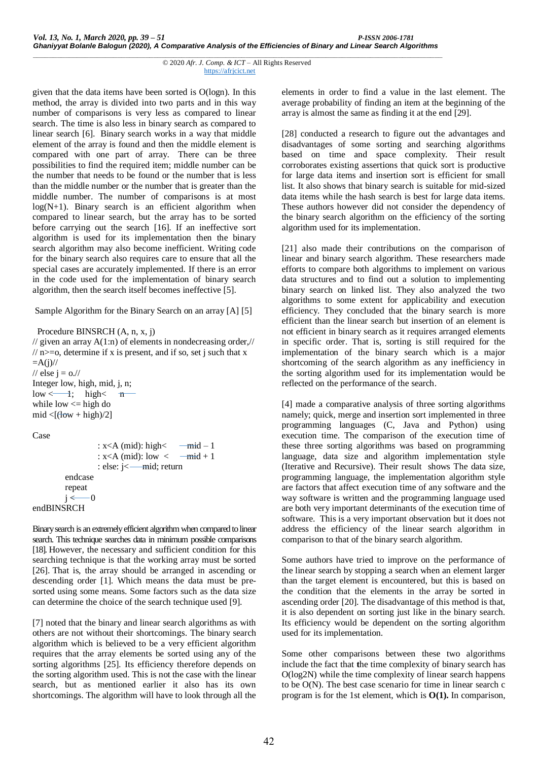given that the data items have been sorted is O(logn). In this method, the array is divided into two parts and in this way number of comparisons is very less as compared to linear search. The time is also less in binary search as compared to linear search [6]. Binary search works in a way that middle element of the array is found and then the middle element is compared with one part of array. There can be three possibilities to find the required item; middle number can be the number that needs to be found or the number that is less than the middle number or the number that is greater than the middle number. The number of comparisons is at most log(N+1). Binary search is an efficient algorithm when compared to linear search, but the array has to be sorted before carrying out the search [16]. If an ineffective sort algorithm is used for its implementation then the binary search algorithm may also become inefficient. Writing code for the binary search also requires care to ensure that all the special cases are accurately implemented. If there is an error in the code used for the implementation of binary search algorithm, then the search itself becomes ineffective [5].

Sample Algorithm for the Binary Search on an array [A] [5]

```
  Procedure BINSRCH (A, n, x, j)
// given an array A(1:n) of elements in nondecreasing order,//
// n>=o, determine if x is present, and if so, set j such that x
=A(j)//
// else j = o.//
Integer low, high, mid, j, n;
low <—— 1;   high<—— n
while low <= high do
mid <[(low + high)/2]

Case
              : x<A (mid): high<—— mid – 1
              : x<A (mid): low <—— mid + 1
              : else: j<—— mid; return
        endcase
        repeat
        j <—— 0
endBINSRCH
```

Binary search is an extremely efficient algorithm when compared to linear search. This technique searches data in minimum possible comparisons [18]. However, the necessary and sufficient condition for this searching technique is that the working array must be sorted [26]. That is, the array should be arranged in ascending or descending order [1]. Which means the data must be pre-sorted using some means. Some factors such as the data size can determine the choice of the search technique used [9].

[7] noted that the binary and linear search algorithms as with others are not without their shortcomings. The binary search algorithm which is believed to be a very efficient algorithm requires that the array elements be sorted using any of the sorting algorithms [25]. Its efficiency therefore depends on the sorting algorithm used. This is not the case with the linear search, but as mentioned earlier it also has its own shortcomings. The algorithm will have to look through all the elements in order to find a value in the last element. The average probability of finding an item at the beginning of the array is almost the same as finding it at the end [29].

[28] conducted a research to figure out the advantages and disadvantages of some sorting and searching algorithms based on time and space complexity. Their result corroborates existing assertions that quick sort is productive for large data items and insertion sort is efficient for small list. It also shows that binary search is suitable for mid-sized data items while the hash search is best for large data items. These authors however did not consider the dependency of the binary search algorithm on the efficiency of the sorting algorithm used for its implementation.

[21] also made their contributions on the comparison of linear and binary search algorithm. These researchers made efforts to compare both algorithms to implement on various data structures and to find out a solution to implementing binary search on linked list. They also analyzed the two algorithms to some extent for applicability and execution efficiency. They concluded that the binary search is more efficient than the linear search but insertion of an element is not efficient in binary search as it requires arranged elements in specific order. That is, sorting is still required for the implementation of the binary search which is a major shortcoming of the search algorithm as any inefficiency in the sorting algorithm used for its implementation would be reflected on the performance of the search.

[4] made a comparative analysis of three sorting algorithms namely; quick, merge and insertion sort implemented in three programming languages (C, Java and Python) using execution time. The comparison of the execution time of these three sorting algorithms was based on programming language, data size and algorithm implementation style (Iterative and Recursive). Their result shows The data size, programming language, the implementation algorithm style are factors that affect execution time of any software and the way software is written and the programming language used are both very important determinants of the execution time of software. This is a very important observation but it does not address the efficiency of the linear search algorithm in comparison to that of the binary search algorithm.

Some authors have tried to improve on the performance of the linear search by stopping a search when an element larger than the target element is encountered, but this is based on the condition that the elements in the array be sorted in ascending order [20]. The disadvantage of this method is that, it is also dependent on sorting just like in the binary search. Its efficiency would be dependent on the sorting algorithm used for its implementation.

Some other comparisons between these two algorithms include the fact that the time complexity of binary search has O(log2N) while the time complexity of linear search happens to be O(N). The best case scenario for time in linear search c program is for the 1st element, which is **O(1).** In comparison,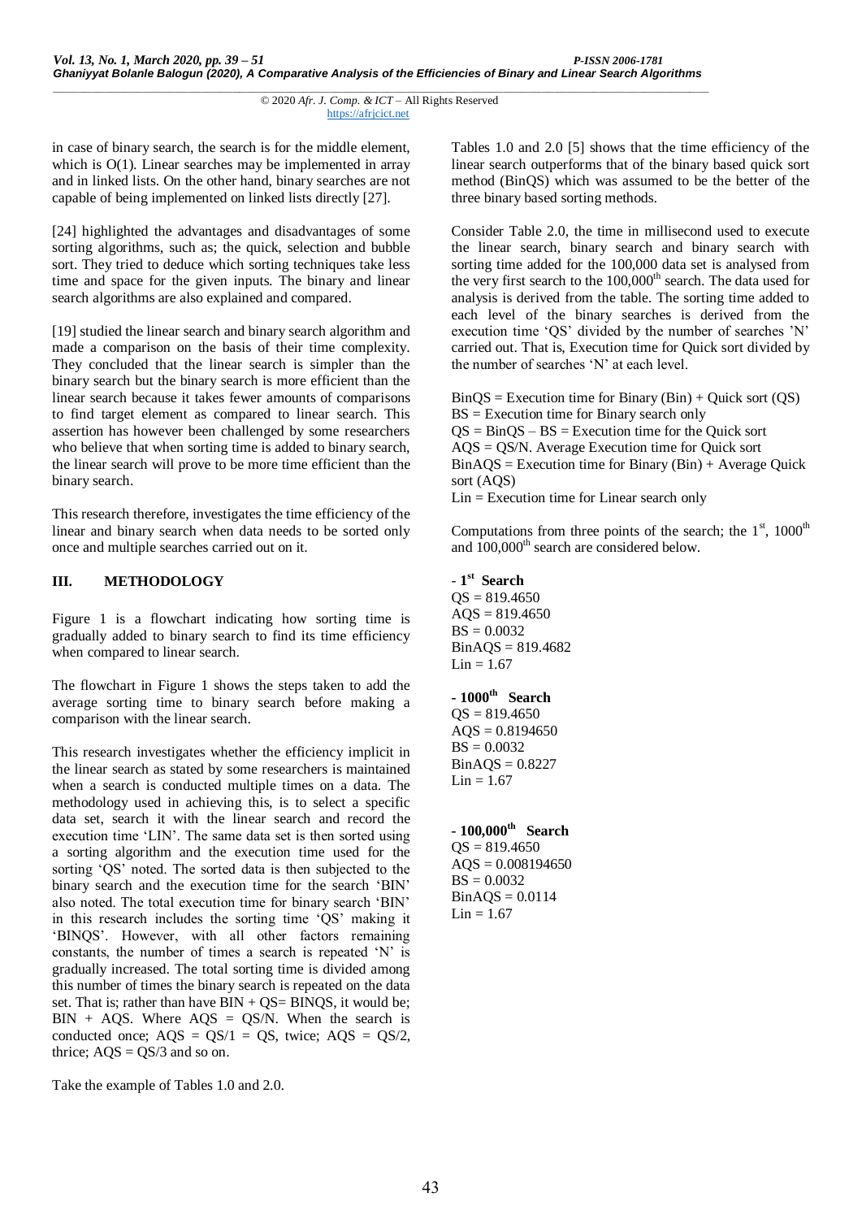in case of binary search, the search is for the middle element, which is O(1). Linear searches may be implemented in array and in linked lists. On the other hand, binary searches are not capable of being implemented on linked lists directly [27].

[24] highlighted the advantages and disadvantages of some sorting algorithms, such as; the quick, selection and bubble sort. They tried to deduce which sorting techniques take less time and space for the given inputs. The binary and linear search algorithms are also explained and compared.

[19] studied the linear search and binary search algorithm and made a comparison on the basis of their time complexity. They concluded that the linear search is simpler than the binary search but the binary search is more efficient than the linear search because it takes fewer amounts of comparisons to find target element as compared to linear search. This assertion has however been challenged by some researchers who believe that when sorting time is added to binary search, the linear search will prove to be more time efficient than the binary search.

This research therefore, investigates the time efficiency of the linear and binary search when data needs to be sorted only once and multiple searches carried out on it.

## III. METHODOLOGY

Figure 1 is a flowchart indicating how sorting time is gradually added to binary search to find its time efficiency when compared to linear search.

The flowchart in Figure 1 shows the steps taken to add the average sorting time to binary search before making a comparison with the linear search.

This research investigates whether the efficiency implicit in the linear search as stated by some researchers is maintained when a search is conducted multiple times on a data. The methodology used in achieving this, is to select a specific data set, search it with the linear search and record the execution time 'LIN'. The same data set is then sorted using a sorting algorithm and the execution time used for the sorting 'QS' noted. The sorted data is then subjected to the binary search and the execution time for the search 'BIN' also noted. The total execution time for binary search 'BIN' in this research includes the sorting time 'QS' making it 'BINQS'. However, with all other factors remaining constants, the number of times a search is repeated 'N' is gradually increased. The total sorting time is divided among this number of times the binary search is repeated on the data set. That is; rather than have BIN + QS= BINQS, it would be; BIN + AQS. Where AQS = QS/N. When the search is conducted once; AQS = QS/1 = QS, twice; AQS = QS/2, thrice; AQS = QS/3 and so on.

Take the example of Tables 1.0 and 2.0.

Tables 1.0 and 2.0 [5] shows that the time efficiency of the linear search outperforms that of the binary based quick sort method (BinQS) which was assumed to be the better of the three binary based sorting methods.

Consider Table 2.0, the time in millisecond used to execute the linear search, binary search and binary search with sorting time added for the 100,000 data set is analysed from the very first search to the 100,000$^{th}$ search. The data used for analysis is derived from the table. The sorting time added to each level of the binary searches is derived from the execution time 'QS' divided by the number of searches 'N' carried out. That is, Execution time for Quick sort divided by the number of searches 'N' at each level.

BinQS = Execution time for Binary (Bin) + Quick sort (QS)
BS = Execution time for Binary search only
QS = BinQS – BS = Execution time for the Quick sort
AQS = QS/N. Average Execution time for Quick sort
BinAQS = Execution time for Binary (Bin) + Average Quick sort (AQS)
Lin = Execution time for Linear search only

Computations from three points of the search; the 1$^{st}$, 1000$^{th}$ and 100,000$^{th}$ search are considered below.

**- 1$^{st}$ Search**
QS = 819.4650
AQS = 819.4650
BS = 0.0032
BinAQS = 819.4682
Lin = 1.67

**- 1000$^{th}$ Search**
QS = 819.4650
AQS = 0.8194650
BS = 0.0032
BinAQS = 0.8227
Lin = 1.67

**- 100,000$^{th}$ Search**
QS = 819.4650
AQS = 0.008194650
BS = 0.0032
BinAQS = 0.0114
Lin = 1.67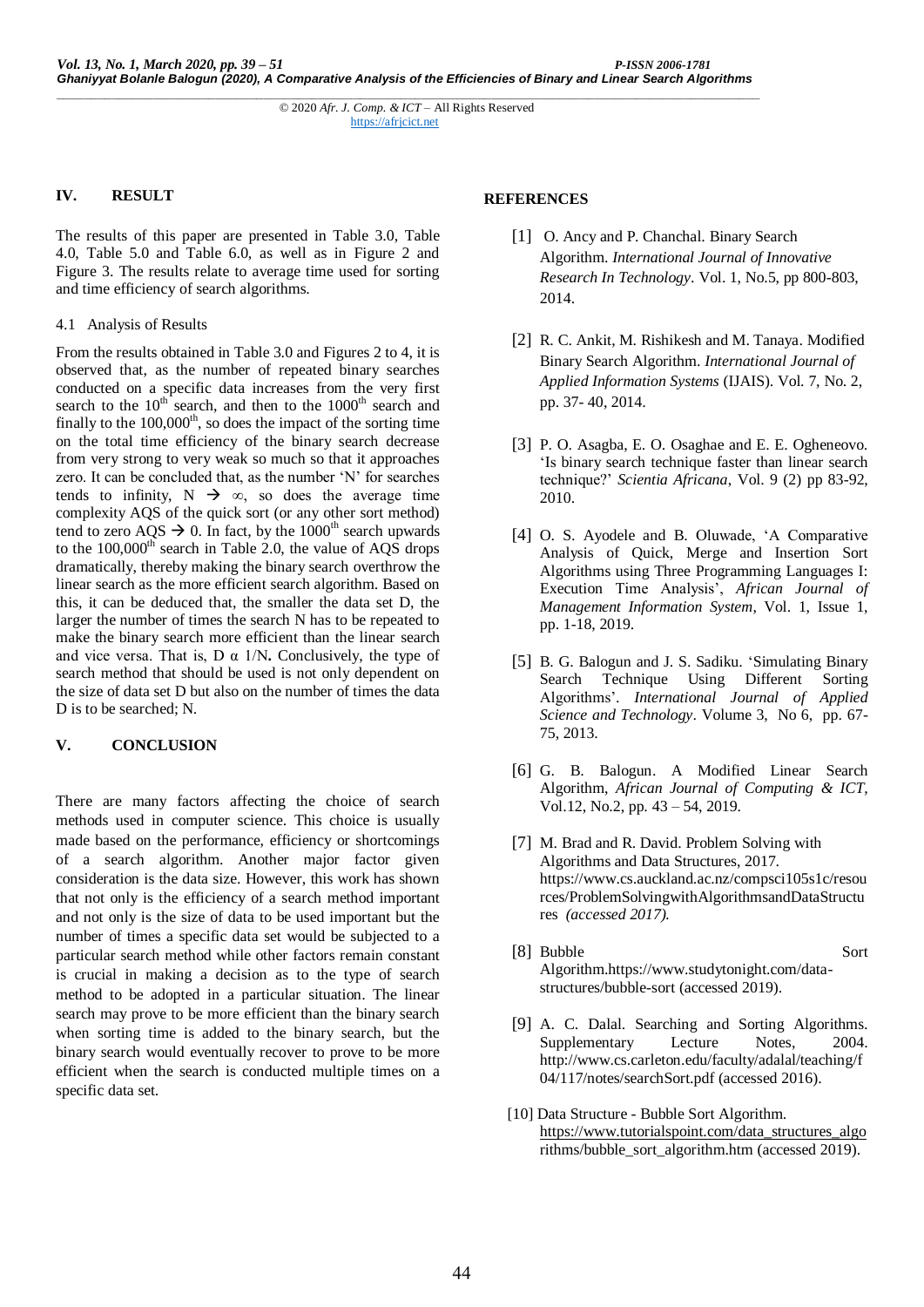## IV. RESULT

The results of this paper are presented in Table 3.0, Table 4.0, Table 5.0 and Table 6.0, as well as in Figure 2 and Figure 3. The results relate to average time used for sorting and time efficiency of search algorithms.

### 4.1 Analysis of Results

From the results obtained in Table 3.0 and Figures 2 to 4, it is observed that, as the number of repeated binary searches conducted on a specific data increases from the very first search to the $10^{th}$ search, and then to the $1000^{th}$ search and finally to the $100{,}000^{th}$, so does the impact of the sorting time on the total time efficiency of the binary search decrease from very strong to very weak so much so that it approaches zero. It can be concluded that, as the number 'N' for searches tends to infinity, $N \rightarrow \infty$, so does the average time complexity AQS of the quick sort (or any other sort method) tend to zero $AQS \rightarrow 0$. In fact, by the $1000^{th}$ search upwards to the $100{,}000^{th}$ search in Table 2.0, the value of AQS drops dramatically, thereby making the binary search overthrow the linear search as the more efficient search algorithm. Based on this, it can be deduced that, the smaller the data set D, the larger the number of times the search N has to be repeated to make the binary search more efficient than the linear search and vice versa. That is, $D \, \alpha \, 1/N$**.** Conclusively, the type of search method that should be used is not only dependent on the size of data set D but also on the number of times the data D is to be searched; N.

## V. CONCLUSION

There are many factors affecting the choice of search methods used in computer science. This choice is usually made based on the performance, efficiency or shortcomings of a search algorithm. Another major factor given consideration is the data size. However, this work has shown that not only is the efficiency of a search method important and not only is the size of data to be used important but the number of times a specific data set would be subjected to a particular search method while other factors remain constant is crucial in making a decision as to the type of search method to be adopted in a particular situation. The linear search may prove to be more efficient than the binary search when sorting time is added to the binary search, but the binary search would eventually recover to prove to be more efficient when the search is conducted multiple times on a specific data set.

## REFERENCES

[1] O. Ancy and P. Chanchal. Binary Search Algorithm. *International Journal of Innovative Research In Technology*. Vol. 1, No.5, pp 800-803, 2014.

[2] R. C. Ankit, M. Rishikesh and M. Tanaya. Modified Binary Search Algorithm. *International Journal of Applied Information Systems* (IJAIS). Vol. 7, No. 2, pp. 37- 40, 2014.

[3] P. O. Asagba, E. O. Osaghae and E. E. Ogheneovo. 'Is binary search technique faster than linear search technique?' *Scientia Africana*, Vol. 9 (2) pp 83-92, 2010.

[4] O. S. Ayodele and B. Oluwade, 'A Comparative Analysis of Quick, Merge and Insertion Sort Algorithms using Three Programming Languages I: Execution Time Analysis', *African Journal of Management Information System*, Vol. 1, Issue 1, pp. 1-18, 2019.

[5] B. G. Balogun and J. S. Sadiku. 'Simulating Binary Search Technique Using Different Sorting Algorithms'. *International Journal of Applied Science and Technology*. Volume 3, No 6, pp. 67-75, 2013.

[6] G. B. Balogun. A Modified Linear Search Algorithm, *African Journal of Computing & ICT*, Vol.12, No.2, pp. 43 – 54, 2019.

[7] M. Brad and R. David. Problem Solving with Algorithms and Data Structures, 2017. https://www.cs.auckland.ac.nz/compsci105s1c/resources/ProblemSolvingwithAlgorithmsandDataStructures *(accessed 2017).*

[8] Bubble Sort Algorithm.https://www.studytonight.com/data-structures/bubble-sort (accessed 2019).

[9] A. C. Dalal. Searching and Sorting Algorithms. Supplementary Lecture Notes, 2004. http://www.cs.carleton.edu/faculty/adalal/teaching/f04/117/notes/searchSort.pdf (accessed 2016).

[10] Data Structure - Bubble Sort Algorithm. https://www.tutorialspoint.com/data_structures_algorithms/bubble_sort_algorithm.htm (accessed 2019).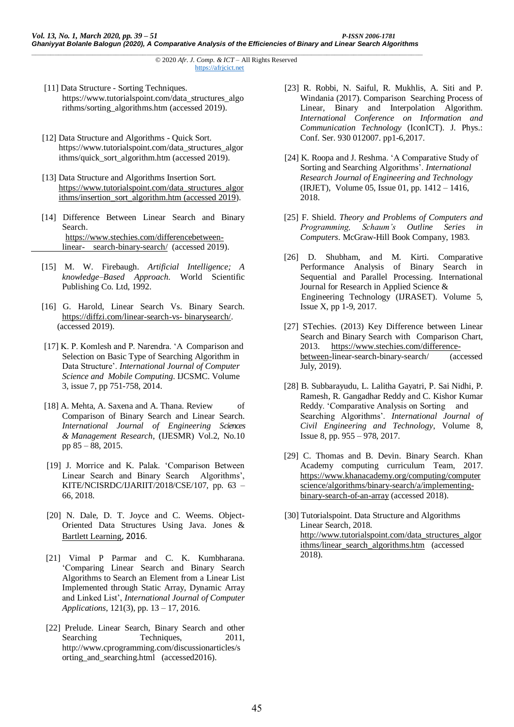[11] Data Structure - Sorting Techniques. https://www.tutorialspoint.com/data_structures_algorithms/sorting_algorithms.htm (accessed 2019).

[12] Data Structure and Algorithms - Quick Sort. https://www.tutorialspoint.com/data_structures_algorithms/quick_sort_algorithm.htm (accessed 2019).

[13] Data Structure and Algorithms Insertion Sort. https://www.tutorialspoint.com/data_structures_algorithms/insertion_sort_algorithm.htm (accessed 2019).

[14] Difference Between Linear Search and Binary Search. https://www.stechies.com/differencebetween-linear- search-binary-search/ (accessed 2019).

[15] M. W. Firebaugh. *Artificial Intelligence; A knowledge–Based Approach.* World Scientific Publishing Co. Ltd, 1992.

[16] G. Harold, Linear Search Vs. Binary Search. https://diffzi.com/linear-search-vs- binarysearch/. (accessed 2019).

[17] K. P. Komlesh and P. Narendra. 'A Comparison and Selection on Basic Type of Searching Algorithm in Data Structure'. *International Journal of Computer Science and Mobile Computing.* IJCSMC. Volume 3, issue 7, pp 751-758, 2014.

[18] A. Mehta, A. Saxena and A. Thana. Review of Comparison of Binary Search and Linear Search. *International Journal of Engineering Sciences & Management Research*, (IJESMR) Vol.2, No.10 pp 85 – 88, 2015.

[19] J. Morrice and K. Palak. 'Comparison Between Linear Search and Binary Search Algorithms', KITE/NCISRDC/IJARIIT/2018/CSE/107, pp. 63 – 66, 2018.

[20] N. Dale, D. T. Joyce and C. Weems. Object-Oriented Data Structures Using Java. Jones & Bartlett Learning, 2016.

[21] Vimal P Parmar and C. K. Kumbharana. 'Comparing Linear Search and Binary Search Algorithms to Search an Element from a Linear List Implemented through Static Array, Dynamic Array and Linked List', *International Journal of Computer Applications*, 121(3), pp. 13 – 17, 2016.

[22] Prelude. Linear Search, Binary Search and other Searching Techniques, 2011, http://www.cprogramming.com/discussionarticles/sorting_and_searching.html (accessed2016).

[23] R. Robbi, N. Saiful, R. Mukhlis, A. Siti and P. Windania (2017). Comparison Searching Process of Linear, Binary and Interpolation Algorithm. *International Conference on Information and Communication Technology* (IconICT). J. Phys.: Conf. Ser. 930 012007. pp1-6,2017.

[24] K. Roopa and J. Reshma. 'A Comparative Study of Sorting and Searching Algorithms'. *International Research Journal of Engineering and Technology* (IRJET), Volume 05, Issue 01, pp. 1412 – 1416, 2018.

[25] F. Shield. *Theory and Problems of Computers and Programming, Schaum's Outline Series in Computers*. McGraw-Hill Book Company, 1983.

[26] D. Shubham, and M. Kirti. Comparative Performance Analysis of Binary Search in Sequential and Parallel Processing. International Journal for Research in Applied Science & Engineering Technology (IJRASET). Volume 5, Issue X, pp 1-9, 2017.

[27] STechies. (2013) Key Difference between Linear Search and Binary Search with Comparison Chart, 2013. https://www.stechies.com/difference-between-linear-search-binary-search/ (accessed July, 2019).

[28] B. Subbarayudu, L. Lalitha Gayatri, P. Sai Nidhi, P. Ramesh, R. Gangadhar Reddy and C. Kishor Kumar Reddy. 'Comparative Analysis on Sorting and Searching Algorithms'. *International Journal of Civil Engineering and Technology*, Volume 8, Issue 8, pp. 955 – 978, 2017.

[29] C. Thomas and B. Devin. Binary Search. Khan Academy computing curriculum Team, 2017. https://www.khanacademy.org/computing/computerscience/algorithms/binary-search/a/implementing-binary-search-of-an-array (accessed 2018).

[30] Tutorialspoint. Data Structure and Algorithms Linear Search, 2018. http://www.tutorialspoint.com/data_structures_algorithms/linear_search_algorithms.htm (accessed 2018).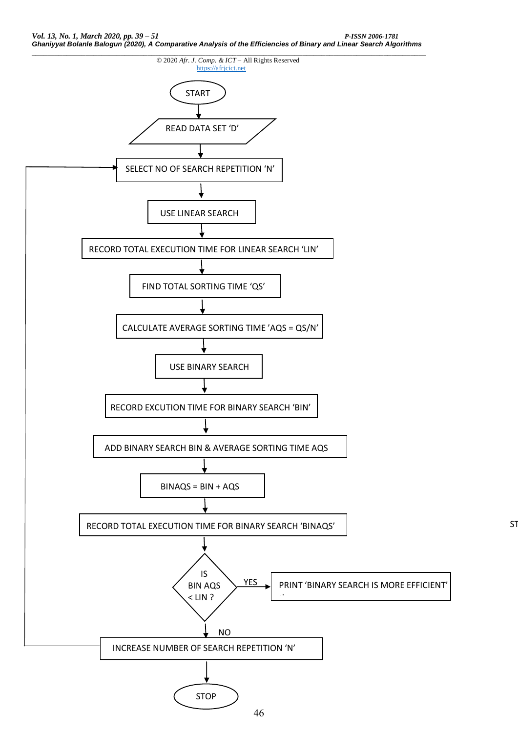START

READ DATA SET 'D'

SELECT NO OF SEARCH REPETITION 'N'

USE LINEAR SEARCH

RECORD TOTAL EXECUTION TIME FOR LINEAR SEARCH 'LIN'

FIND TOTAL SORTING TIME 'QS'

CALCULATE AVERAGE SORTING TIME 'AQS = QS/N'

USE BINARY SEARCH

RECORD EXCUTION TIME FOR BINARY SEARCH 'BIN'

ADD BINARY SEARCH BIN & AVERAGE SORTING TIME AQS

BINAQS = BIN + AQS

RECORD TOTAL EXECUTION TIME FOR BINARY SEARCH 'BINAQS'

IS BIN AQS < LIN ?

YES → PRINT 'BINARY SEARCH IS MORE EFFICIENT'

NO → INCREASE NUMBER OF SEARCH REPETITION 'N' (loops back to SELECT NO OF SEARCH REPETITION 'N')

STOP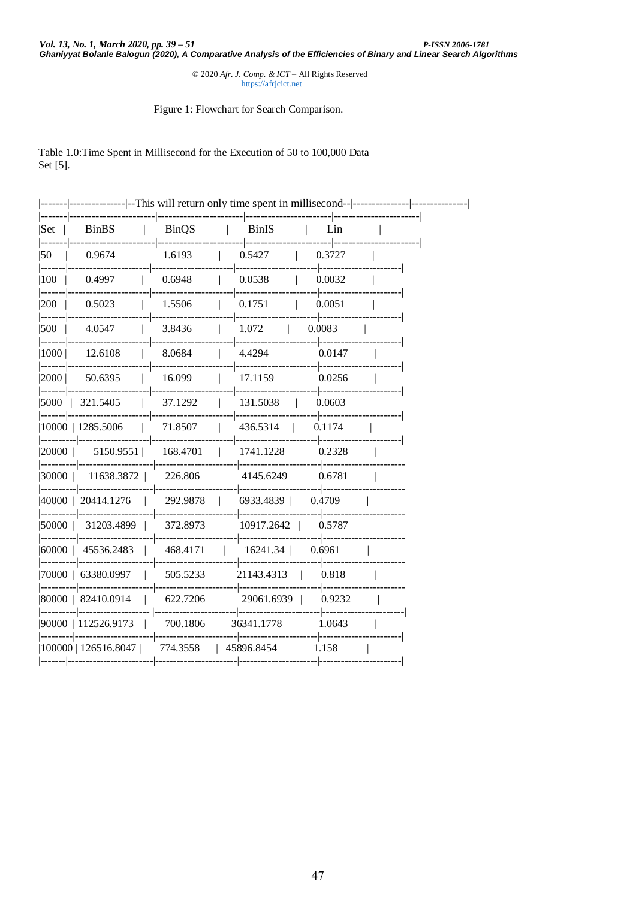© 2020 *Afr. J. Comp. & ICT* – All Rights Reserved
https://afrjcict.net

Figure 1: Flowchart for Search Comparison.

Table 1.0:Time Spent in Millisecond for the Execution of 50 to 100,000 Data Set [5].

--This will return only time spent in millisecond--

| Set | BinBS | BinQS | BinIS | Lin |
|---|---|---|---|---|
| 50 | 0.9674 | 1.6193 | 0.5427 | 0.3727 |
| 100 | 0.4997 | 0.6948 | 0.0538 | 0.0032 |
| 200 | 0.5023 | 1.5506 | 0.1751 | 0.0051 |
| 500 | 4.0547 | 3.8436 | 1.072 | 0.0083 |
| 1000 | 12.6108 | 8.0684 | 4.4294 | 0.0147 |
| 2000 | 50.6395 | 16.099 | 17.1159 | 0.0256 |
| 5000 | 321.5405 | 37.1292 | 131.5038 | 0.0603 |
| 10000 | 1285.5006 | 71.8507 | 436.5314 | 0.1174 |
| 20000 | 5150.9551 | 168.4701 | 1741.1228 | 0.2328 |
| 30000 | 11638.3872 | 226.806 | 4145.6249 | 0.6781 |
| 40000 | 20414.1276 | 292.9878 | 6933.4839 | 0.4709 |
| 50000 | 31203.4899 | 372.8973 | 10917.2642 | 0.5787 |
| 60000 | 45536.2483 | 468.4171 | 16241.34 | 0.6961 |
| 70000 | 63380.0997 | 505.5233 | 21143.4313 | 0.818 |
| 80000 | 82410.0914 | 622.7206 | 29061.6939 | 0.9232 |
| 90000 | 112526.9173 | 700.1806 | 36341.1778 | 1.0643 |
| 100000 | 126516.8047 | 774.3558 | 45896.8454 | 1.158 |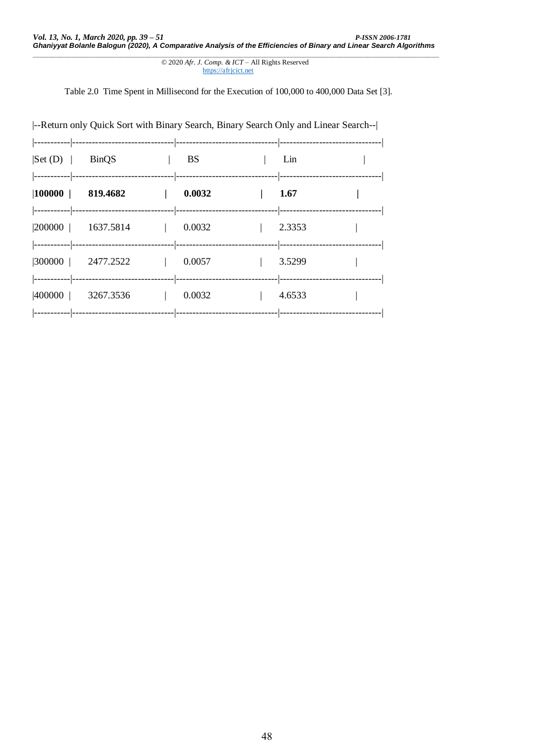Table 2.0 Time Spent in Millisecond for the Execution of 100,000 to 400,000 Data Set [3].

|--Return only Quick Sort with Binary Search, Binary Search Only and Linear Search--|

| Set (D) | BinQS | BS | Lin |
|---|---|---|---|
| **100000** | **819.4682** | **0.0032** | **1.67** |
| 200000 | 1637.5814 | 0.0032 | 2.3353 |
| 300000 | 2477.2522 | 0.0057 | 3.5299 |
| 400000 | 3267.3536 | 0.0032 | 4.6533 |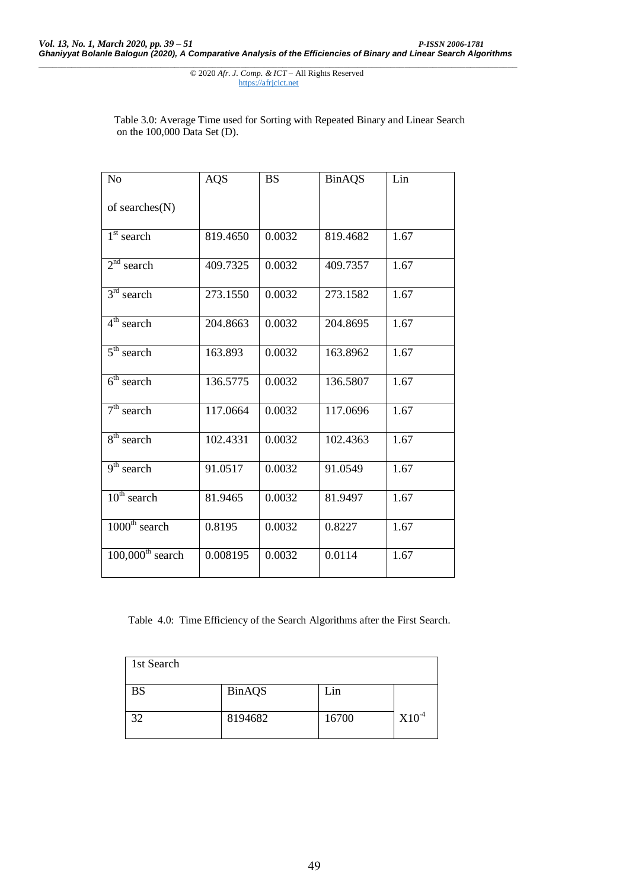Table 3.0: Average Time used for Sorting with Repeated Binary and Linear Search on the 100,000 Data Set (D).

| No of searches(N) | AQS | BS | BinAQS | Lin |
| --- | --- | --- | --- | --- |
| 1st search | 819.4650 | 0.0032 | 819.4682 | 1.67 |
| 2nd search | 409.7325 | 0.0032 | 409.7357 | 1.67 |
| 3rd search | 273.1550 | 0.0032 | 273.1582 | 1.67 |
| 4th search | 204.8663 | 0.0032 | 204.8695 | 1.67 |
| 5th search | 163.893 | 0.0032 | 163.8962 | 1.67 |
| 6th search | 136.5775 | 0.0032 | 136.5807 | 1.67 |
| 7th search | 117.0664 | 0.0032 | 117.0696 | 1.67 |
| 8th search | 102.4331 | 0.0032 | 102.4363 | 1.67 |
| 9th search | 91.0517 | 0.0032 | 91.0549 | 1.67 |
| 10th search | 81.9465 | 0.0032 | 81.9497 | 1.67 |
| 1000th search | 0.8195 | 0.0032 | 0.8227 | 1.67 |
| 100,000th search | 0.008195 | 0.0032 | 0.0114 | 1.67 |

Table 4.0: Time Efficiency of the Search Algorithms after the First Search.

| 1st Search | | | |
| --- | --- | --- | --- |
| BS | BinAQS | Lin | |
| 32 | 8194682 | 16700 | $X10^{-4}$ |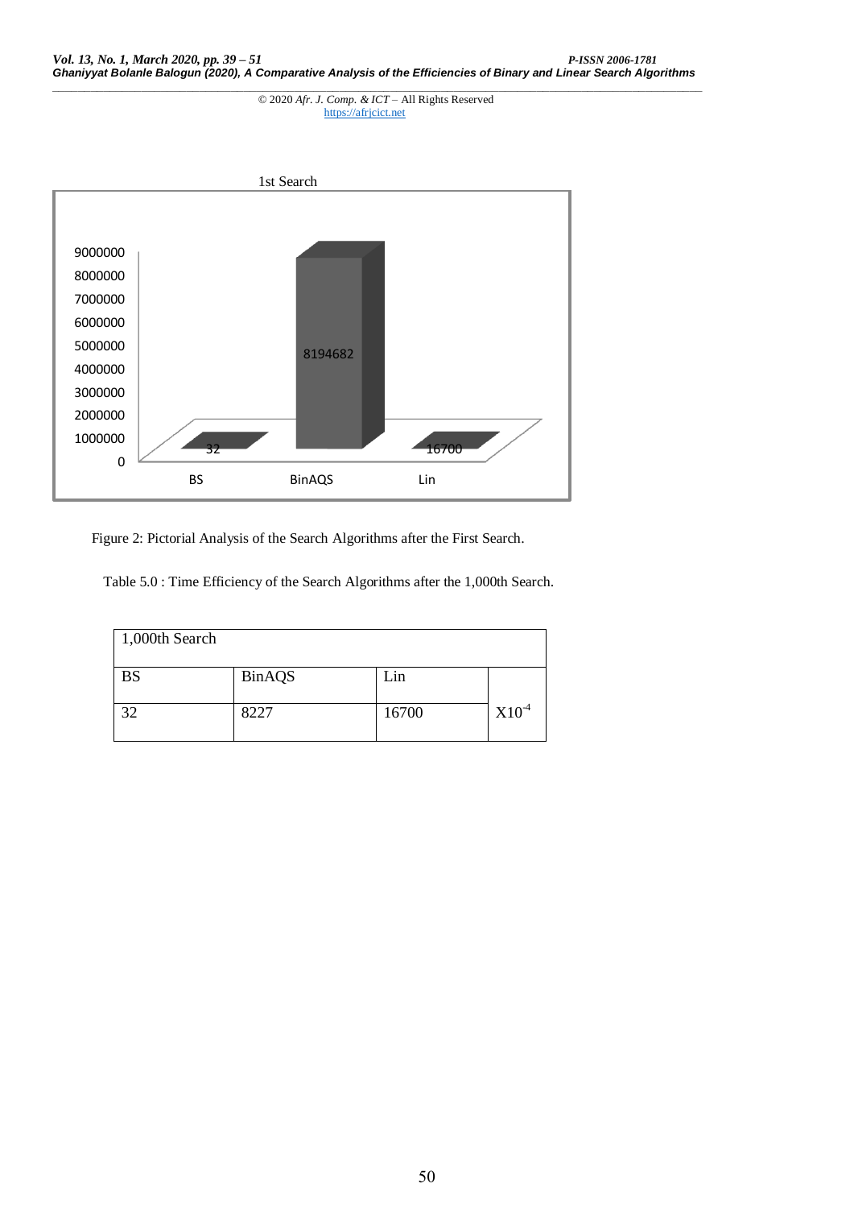Figure 2: Pictorial Analysis of the Search Algorithms after the First Search.

Table 5.0 : Time Efficiency of the Search Algorithms after the 1,000th Search.

| 1,000th Search | | | |
|---|---|---|---|
| BS | BinAQS | Lin | $X10^{-4}$ |
| 32 | 8227 | 16700 | |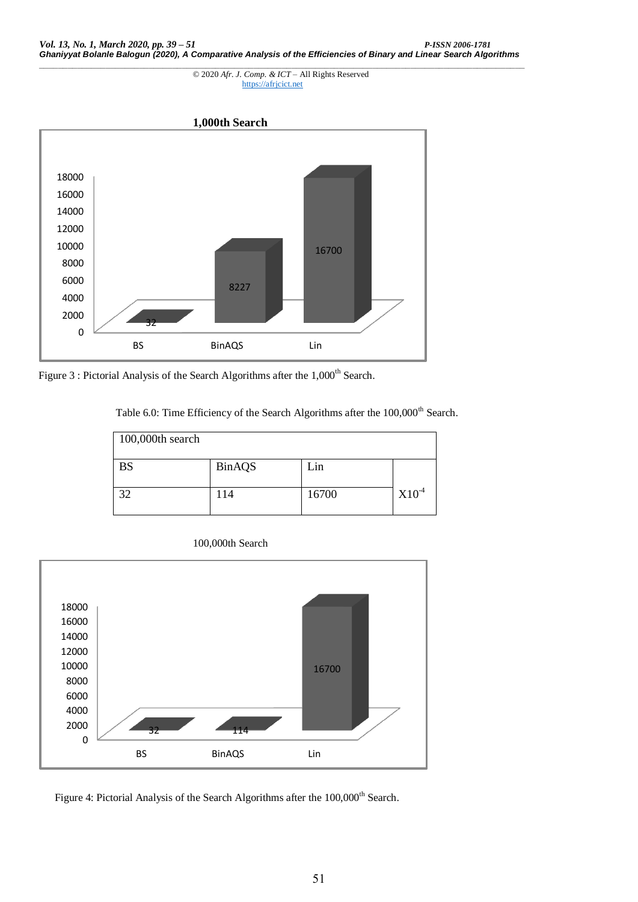1,000th Search

18000
16000
14000
12000
10000
8000
6000
4000
2000
0

32
8227
16700

BS
BinAQS
Lin

Figure 3 : Pictorial Analysis of the Search Algorithms after the 1,000th Search.

Table 6.0: Time Efficiency of the Search Algorithms after the 100,000th Search.

| 100,000th search | | | |
|---|---|---|---|
| BS | BinAQS | Lin | $X10^{-4}$ |
| 32 | 114 | 16700 | |

100,000th Search

18000
16000
14000
12000
10000
8000
6000
4000
2000
0

32
114
16700

BS
BinAQS
Lin

Figure 4: Pictorial Analysis of the Search Algorithms after the 100,000th Search.